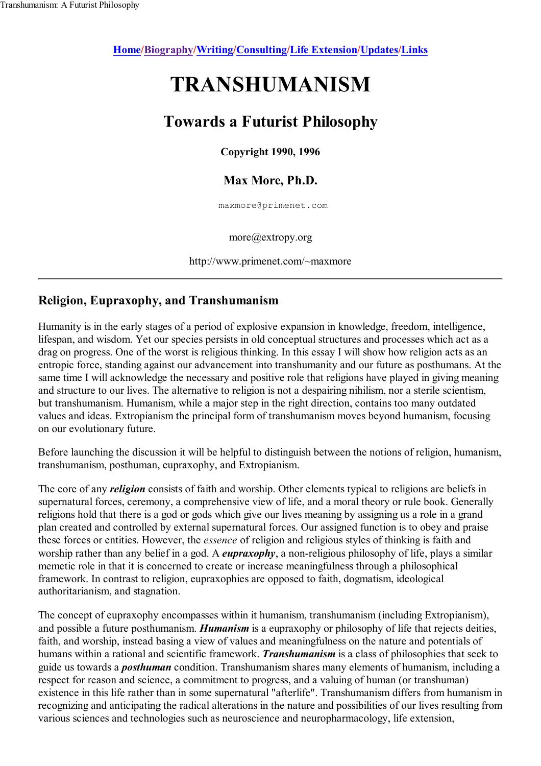Home/Biography/Writing/Consulting/Life Extension/Updates/Links

# TRANSHUMANISM

## Towards a Futurist Philosophy

**Copyright 1990, 1996**

### Max More, Ph.D.

maxmore@primenet.com

more@extropy.org

http://www.primenet.com/~maxmore

---

## Religion, Eupraxophy, and Transhumanism

Humanity is in the early stages of a period of explosive expansion in knowledge, freedom, intelligence, lifespan, and wisdom. Yet our species persists in old conceptual structures and processes which act as a drag on progress. One of the worst is religious thinking. In this essay I will show how religion acts as an entropic force, standing against our advancement into transhumanity and our future as posthumans. At the same time I will acknowledge the necessary and positive role that religions have played in giving meaning and structure to our lives. The alternative to religion is not a despairing nihilism, nor a sterile scientism, but transhumanism. Humanism, while a major step in the right direction, contains too many outdated values and ideas. Extropianism the principal form of transhumanism moves beyond humanism, focusing on our evolutionary future.

Before launching the discussion it will be helpful to distinguish between the notions of religion, humanism, transhumanism, posthuman, eupraxophy, and Extropianism.

The core of any ***religion*** consists of faith and worship. Other elements typical to religions are beliefs in supernatural forces, ceremony, a comprehensive view of life, and a moral theory or rule book. Generally religions hold that there is a god or gods which give our lives meaning by assigning us a role in a grand plan created and controlled by external supernatural forces. Our assigned function is to obey and praise these forces or entities. However, the *essence* of religion and religious styles of thinking is faith and worship rather than any belief in a god. A ***eupraxophy***, a non-religious philosophy of life, plays a similar memetic role in that it is concerned to create or increase meaningfulness through a philosophical framework. In contrast to religion, eupraxophies are opposed to faith, dogmatism, ideological authoritarianism, and stagnation.

The concept of eupraxophy encompasses within it humanism, transhumanism (including Extropianism), and possible a future posthumanism. ***Humanism*** is a eupraxophy or philosophy of life that rejects deities, faith, and worship, instead basing a view of values and meaningfulness on the nature and potentials of humans within a rational and scientific framework. ***Transhumanism*** is a class of philosophies that seek to guide us towards a ***posthuman*** condition. Transhumanism shares many elements of humanism, including a respect for reason and science, a commitment to progress, and a valuing of human (or transhuman) existence in this life rather than in some supernatural "afterlife". Transhumanism differs from humanism in recognizing and anticipating the radical alterations in the nature and possibilities of our lives resulting from various sciences and technologies such as neuroscience and neuropharmacology, life extension,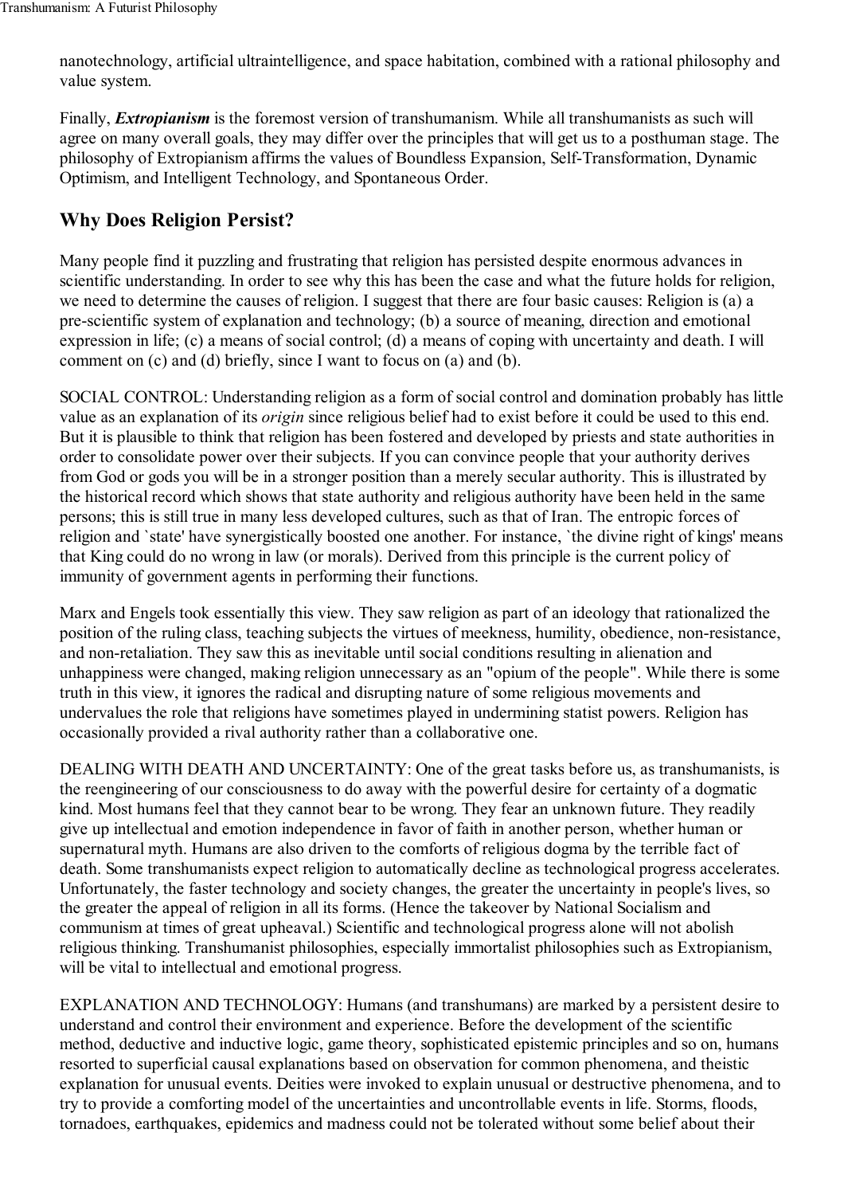nanotechnology, artificial ultraintelligence, and space habitation, combined with a rational philosophy and value system.

Finally, ***Extropianism*** is the foremost version of transhumanism. While all transhumanists as such will agree on many overall goals, they may differ over the principles that will get us to a posthuman stage. The philosophy of Extropianism affirms the values of Boundless Expansion, Self-Transformation, Dynamic Optimism, and Intelligent Technology, and Spontaneous Order.

## Why Does Religion Persist?

Many people find it puzzling and frustrating that religion has persisted despite enormous advances in scientific understanding. In order to see why this has been the case and what the future holds for religion, we need to determine the causes of religion. I suggest that there are four basic causes: Religion is (a) a pre-scientific system of explanation and technology; (b) a source of meaning, direction and emotional expression in life; (c) a means of social control; (d) a means of coping with uncertainty and death. I will comment on (c) and (d) briefly, since I want to focus on (a) and (b).

SOCIAL CONTROL: Understanding religion as a form of social control and domination probably has little value as an explanation of its *origin* since religious belief had to exist before it could be used to this end. But it is plausible to think that religion has been fostered and developed by priests and state authorities in order to consolidate power over their subjects. If you can convince people that your authority derives from God or gods you will be in a stronger position than a merely secular authority. This is illustrated by the historical record which shows that state authority and religious authority have been held in the same persons; this is still true in many less developed cultures, such as that of Iran. The entropic forces of religion and `state' have synergistically boosted one another. For instance, `the divine right of kings' means that King could do no wrong in law (or morals). Derived from this principle is the current policy of immunity of government agents in performing their functions.

Marx and Engels took essentially this view. They saw religion as part of an ideology that rationalized the position of the ruling class, teaching subjects the virtues of meekness, humility, obedience, non-resistance, and non-retaliation. They saw this as inevitable until social conditions resulting in alienation and unhappiness were changed, making religion unnecessary as an "opium of the people". While there is some truth in this view, it ignores the radical and disrupting nature of some religious movements and undervalues the role that religions have sometimes played in undermining statist powers. Religion has occasionally provided a rival authority rather than a collaborative one.

DEALING WITH DEATH AND UNCERTAINTY: One of the great tasks before us, as transhumanists, is the reengineering of our consciousness to do away with the powerful desire for certainty of a dogmatic kind. Most humans feel that they cannot bear to be wrong. They fear an unknown future. They readily give up intellectual and emotion independence in favor of faith in another person, whether human or supernatural myth. Humans are also driven to the comforts of religious dogma by the terrible fact of death. Some transhumanists expect religion to automatically decline as technological progress accelerates. Unfortunately, the faster technology and society changes, the greater the uncertainty in people's lives, so the greater the appeal of religion in all its forms. (Hence the takeover by National Socialism and communism at times of great upheaval.) Scientific and technological progress alone will not abolish religious thinking. Transhumanist philosophies, especially immortalist philosophies such as Extropianism, will be vital to intellectual and emotional progress.

EXPLANATION AND TECHNOLOGY: Humans (and transhumans) are marked by a persistent desire to understand and control their environment and experience. Before the development of the scientific method, deductive and inductive logic, game theory, sophisticated epistemic principles and so on, humans resorted to superficial causal explanations based on observation for common phenomena, and theistic explanation for unusual events. Deities were invoked to explain unusual or destructive phenomena, and to try to provide a comforting model of the uncertainties and uncontrollable events in life. Storms, floods, tornadoes, earthquakes, epidemics and madness could not be tolerated without some belief about their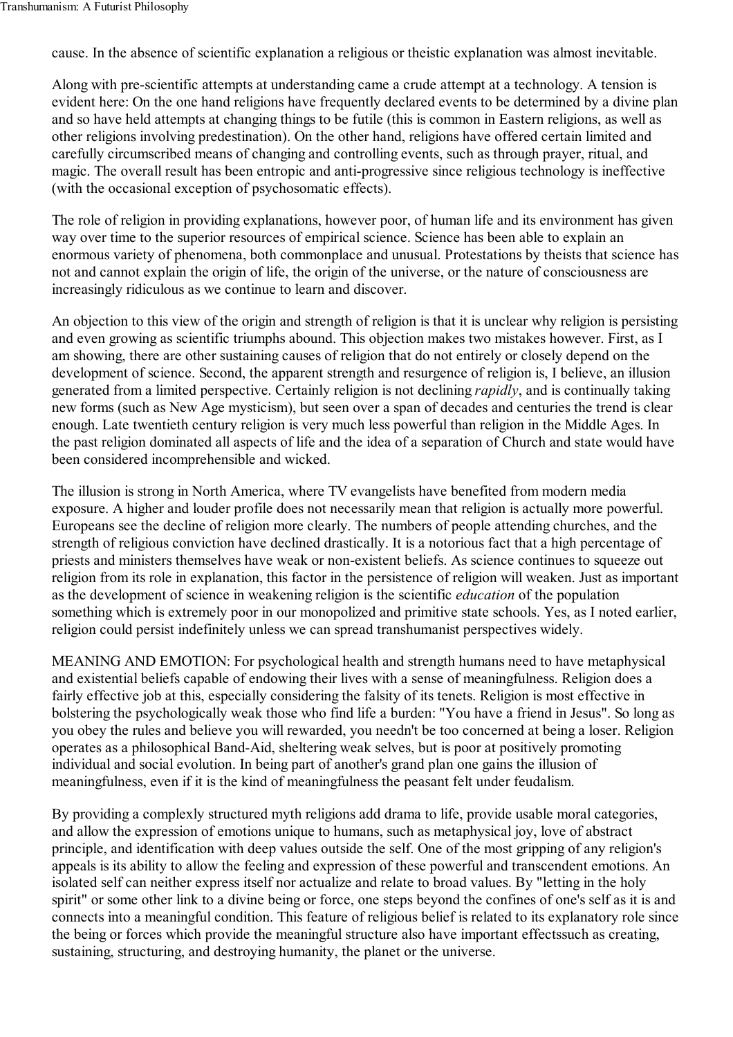cause. In the absence of scientific explanation a religious or theistic explanation was almost inevitable.

Along with pre-scientific attempts at understanding came a crude attempt at a technology. A tension is evident here: On the one hand religions have frequently declared events to be determined by a divine plan and so have held attempts at changing things to be futile (this is common in Eastern religions, as well as other religions involving predestination). On the other hand, religions have offered certain limited and carefully circumscribed means of changing and controlling events, such as through prayer, ritual, and magic. The overall result has been entropic and anti-progressive since religious technology is ineffective (with the occasional exception of psychosomatic effects).

The role of religion in providing explanations, however poor, of human life and its environment has given way over time to the superior resources of empirical science. Science has been able to explain an enormous variety of phenomena, both commonplace and unusual. Protestations by theists that science has not and cannot explain the origin of life, the origin of the universe, or the nature of consciousness are increasingly ridiculous as we continue to learn and discover.

An objection to this view of the origin and strength of religion is that it is unclear why religion is persisting and even growing as scientific triumphs abound. This objection makes two mistakes however. First, as I am showing, there are other sustaining causes of religion that do not entirely or closely depend on the development of science. Second, the apparent strength and resurgence of religion is, I believe, an illusion generated from a limited perspective. Certainly religion is not declining *rapidly*, and is continually taking new forms (such as New Age mysticism), but seen over a span of decades and centuries the trend is clear enough. Late twentieth century religion is very much less powerful than religion in the Middle Ages. In the past religion dominated all aspects of life and the idea of a separation of Church and state would have been considered incomprehensible and wicked.

The illusion is strong in North America, where TV evangelists have benefited from modern media exposure. A higher and louder profile does not necessarily mean that religion is actually more powerful. Europeans see the decline of religion more clearly. The numbers of people attending churches, and the strength of religious conviction have declined drastically. It is a notorious fact that a high percentage of priests and ministers themselves have weak or non-existent beliefs. As science continues to squeeze out religion from its role in explanation, this factor in the persistence of religion will weaken. Just as important as the development of science in weakening religion is the scientific *education* of the population something which is extremely poor in our monopolized and primitive state schools. Yes, as I noted earlier, religion could persist indefinitely unless we can spread transhumanist perspectives widely.

MEANING AND EMOTION: For psychological health and strength humans need to have metaphysical and existential beliefs capable of endowing their lives with a sense of meaningfulness. Religion does a fairly effective job at this, especially considering the falsity of its tenets. Religion is most effective in bolstering the psychologically weak those who find life a burden: "You have a friend in Jesus". So long as you obey the rules and believe you will rewarded, you needn't be too concerned at being a loser. Religion operates as a philosophical Band-Aid, sheltering weak selves, but is poor at positively promoting individual and social evolution. In being part of another's grand plan one gains the illusion of meaningfulness, even if it is the kind of meaningfulness the peasant felt under feudalism.

By providing a complexly structured myth religions add drama to life, provide usable moral categories, and allow the expression of emotions unique to humans, such as metaphysical joy, love of abstract principle, and identification with deep values outside the self. One of the most gripping of any religion's appeals is its ability to allow the feeling and expression of these powerful and transcendent emotions. An isolated self can neither express itself nor actualize and relate to broad values. By "letting in the holy spirit" or some other link to a divine being or force, one steps beyond the confines of one's self as it is and connects into a meaningful condition. This feature of religious belief is related to its explanatory role since the being or forces which provide the meaningful structure also have important effectssuch as creating, sustaining, structuring, and destroying humanity, the planet or the universe.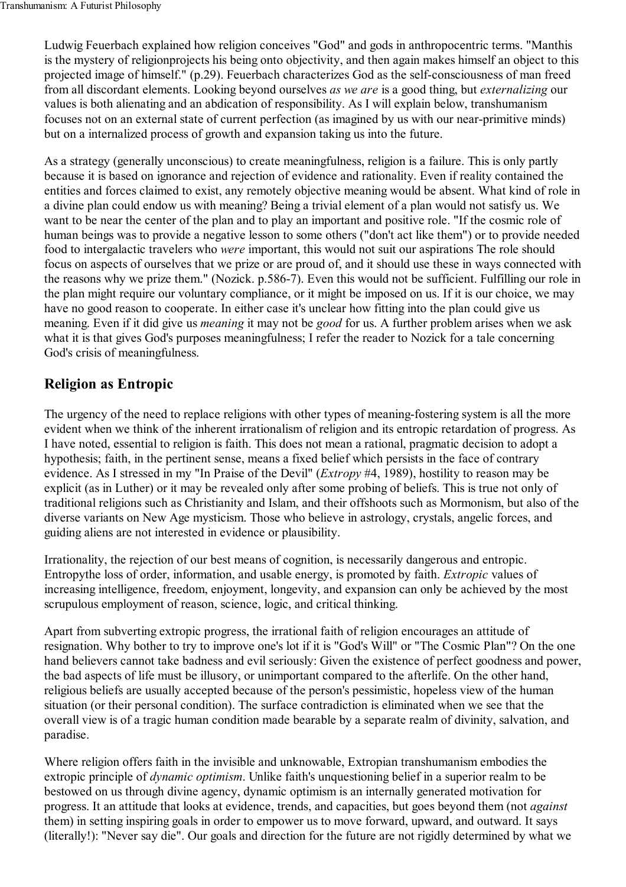Ludwig Feuerbach explained how religion conceives "God" and gods in anthropocentric terms. "Manthis is the mystery of religionprojects his being onto objectivity, and then again makes himself an object to this projected image of himself." (p.29). Feuerbach characterizes God as the self-consciousness of man freed from all discordant elements. Looking beyond ourselves *as we are* is a good thing, but *externalizing* our values is both alienating and an abdication of responsibility. As I will explain below, transhumanism focuses not on an external state of current perfection (as imagined by us with our near-primitive minds) but on a internalized process of growth and expansion taking us into the future.

As a strategy (generally unconscious) to create meaningfulness, religion is a failure. This is only partly because it is based on ignorance and rejection of evidence and rationality. Even if reality contained the entities and forces claimed to exist, any remotely objective meaning would be absent. What kind of role in a divine plan could endow us with meaning? Being a trivial element of a plan would not satisfy us. We want to be near the center of the plan and to play an important and positive role. "If the cosmic role of human beings was to provide a negative lesson to some others ("don't act like them") or to provide needed food to intergalactic travelers who *were* important, this would not suit our aspirations The role should focus on aspects of ourselves that we prize or are proud of, and it should use these in ways connected with the reasons why we prize them." (Nozick. p.586-7). Even this would not be sufficient. Fulfilling our role in the plan might require our voluntary compliance, or it might be imposed on us. If it is our choice, we may have no good reason to cooperate. In either case it's unclear how fitting into the plan could give us meaning. Even if it did give us *meaning* it may not be *good* for us. A further problem arises when we ask what it is that gives God's purposes meaningfulness; I refer the reader to Nozick for a tale concerning God's crisis of meaningfulness.

## Religion as Entropic

The urgency of the need to replace religions with other types of meaning-fostering system is all the more evident when we think of the inherent irrationalism of religion and its entropic retardation of progress. As I have noted, essential to religion is faith. This does not mean a rational, pragmatic decision to adopt a hypothesis; faith, in the pertinent sense, means a fixed belief which persists in the face of contrary evidence. As I stressed in my "In Praise of the Devil" (*Extropy* #4, 1989), hostility to reason may be explicit (as in Luther) or it may be revealed only after some probing of beliefs. This is true not only of traditional religions such as Christianity and Islam, and their offshoots such as Mormonism, but also of the diverse variants on New Age mysticism. Those who believe in astrology, crystals, angelic forces, and guiding aliens are not interested in evidence or plausibility.

Irrationality, the rejection of our best means of cognition, is necessarily dangerous and entropic. Entropythe loss of order, information, and usable energy, is promoted by faith. *Extropic* values of increasing intelligence, freedom, enjoyment, longevity, and expansion can only be achieved by the most scrupulous employment of reason, science, logic, and critical thinking.

Apart from subverting extropic progress, the irrational faith of religion encourages an attitude of resignation. Why bother to try to improve one's lot if it is "God's Will" or "The Cosmic Plan"? On the one hand believers cannot take badness and evil seriously: Given the existence of perfect goodness and power, the bad aspects of life must be illusory, or unimportant compared to the afterlife. On the other hand, religious beliefs are usually accepted because of the person's pessimistic, hopeless view of the human situation (or their personal condition). The surface contradiction is eliminated when we see that the overall view is of a tragic human condition made bearable by a separate realm of divinity, salvation, and paradise.

Where religion offers faith in the invisible and unknowable, Extropian transhumanism embodies the extropic principle of *dynamic optimism*. Unlike faith's unquestioning belief in a superior realm to be bestowed on us through divine agency, dynamic optimism is an internally generated motivation for progress. It an attitude that looks at evidence, trends, and capacities, but goes beyond them (not *against* them) in setting inspiring goals in order to empower us to move forward, upward, and outward. It says (literally!): "Never say die". Our goals and direction for the future are not rigidly determined by what we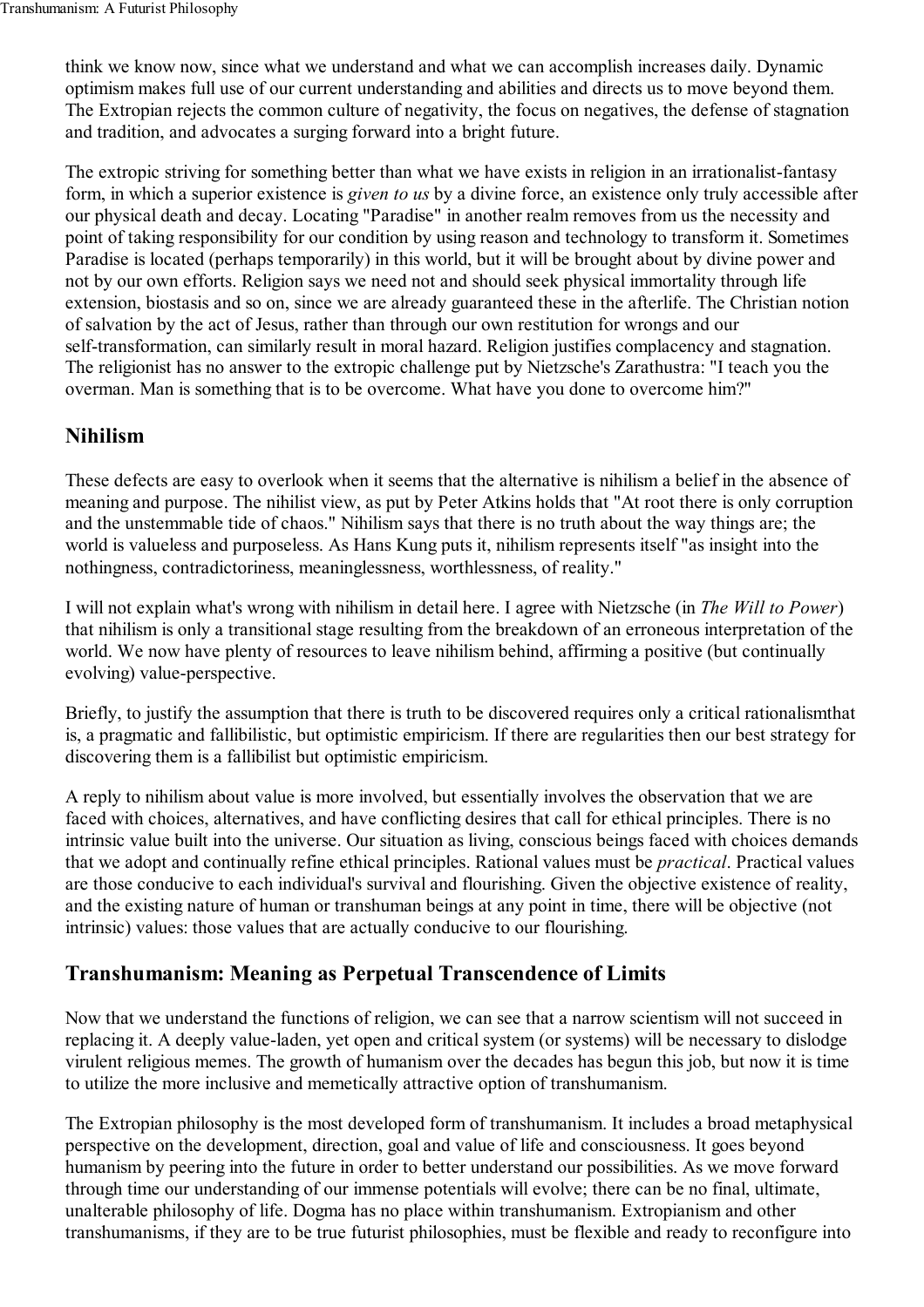think we know now, since what we understand and what we can accomplish increases daily. Dynamic optimism makes full use of our current understanding and abilities and directs us to move beyond them. The Extropian rejects the common culture of negativity, the focus on negatives, the defense of stagnation and tradition, and advocates a surging forward into a bright future.

The extropic striving for something better than what we have exists in religion in an irrationalist-fantasy form, in which a superior existence is *given to us* by a divine force, an existence only truly accessible after our physical death and decay. Locating "Paradise" in another realm removes from us the necessity and point of taking responsibility for our condition by using reason and technology to transform it. Sometimes Paradise is located (perhaps temporarily) in this world, but it will be brought about by divine power and not by our own efforts. Religion says we need not and should seek physical immortality through life extension, biostasis and so on, since we are already guaranteed these in the afterlife. The Christian notion of salvation by the act of Jesus, rather than through our own restitution for wrongs and our self-transformation, can similarly result in moral hazard. Religion justifies complacency and stagnation. The religionist has no answer to the extropic challenge put by Nietzsche's Zarathustra: "I teach you the overman. Man is something that is to be overcome. What have you done to overcome him?"

## Nihilism

These defects are easy to overlook when it seems that the alternative is nihilism a belief in the absence of meaning and purpose. The nihilist view, as put by Peter Atkins holds that "At root there is only corruption and the unstemmable tide of chaos." Nihilism says that there is no truth about the way things are; the world is valueless and purposeless. As Hans Kung puts it, nihilism represents itself "as insight into the nothingness, contradictoriness, meaninglessness, worthlessness, of reality."

I will not explain what's wrong with nihilism in detail here. I agree with Nietzsche (in *The Will to Power*) that nihilism is only a transitional stage resulting from the breakdown of an erroneous interpretation of the world. We now have plenty of resources to leave nihilism behind, affirming a positive (but continually evolving) value-perspective.

Briefly, to justify the assumption that there is truth to be discovered requires only a critical rationalismthat is, a pragmatic and fallibilistic, but optimistic empiricism. If there are regularities then our best strategy for discovering them is a fallibilist but optimistic empiricism.

A reply to nihilism about value is more involved, but essentially involves the observation that we are faced with choices, alternatives, and have conflicting desires that call for ethical principles. There is no intrinsic value built into the universe. Our situation as living, conscious beings faced with choices demands that we adopt and continually refine ethical principles. Rational values must be *practical*. Practical values are those conducive to each individual's survival and flourishing. Given the objective existence of reality, and the existing nature of human or transhuman beings at any point in time, there will be objective (not intrinsic) values: those values that are actually conducive to our flourishing.

## Transhumanism: Meaning as Perpetual Transcendence of Limits

Now that we understand the functions of religion, we can see that a narrow scientism will not succeed in replacing it. A deeply value-laden, yet open and critical system (or systems) will be necessary to dislodge virulent religious memes. The growth of humanism over the decades has begun this job, but now it is time to utilize the more inclusive and memetically attractive option of transhumanism.

The Extropian philosophy is the most developed form of transhumanism. It includes a broad metaphysical perspective on the development, direction, goal and value of life and consciousness. It goes beyond humanism by peering into the future in order to better understand our possibilities. As we move forward through time our understanding of our immense potentials will evolve; there can be no final, ultimate, unalterable philosophy of life. Dogma has no place within transhumanism. Extropianism and other transhumanisms, if they are to be true futurist philosophies, must be flexible and ready to reconfigure into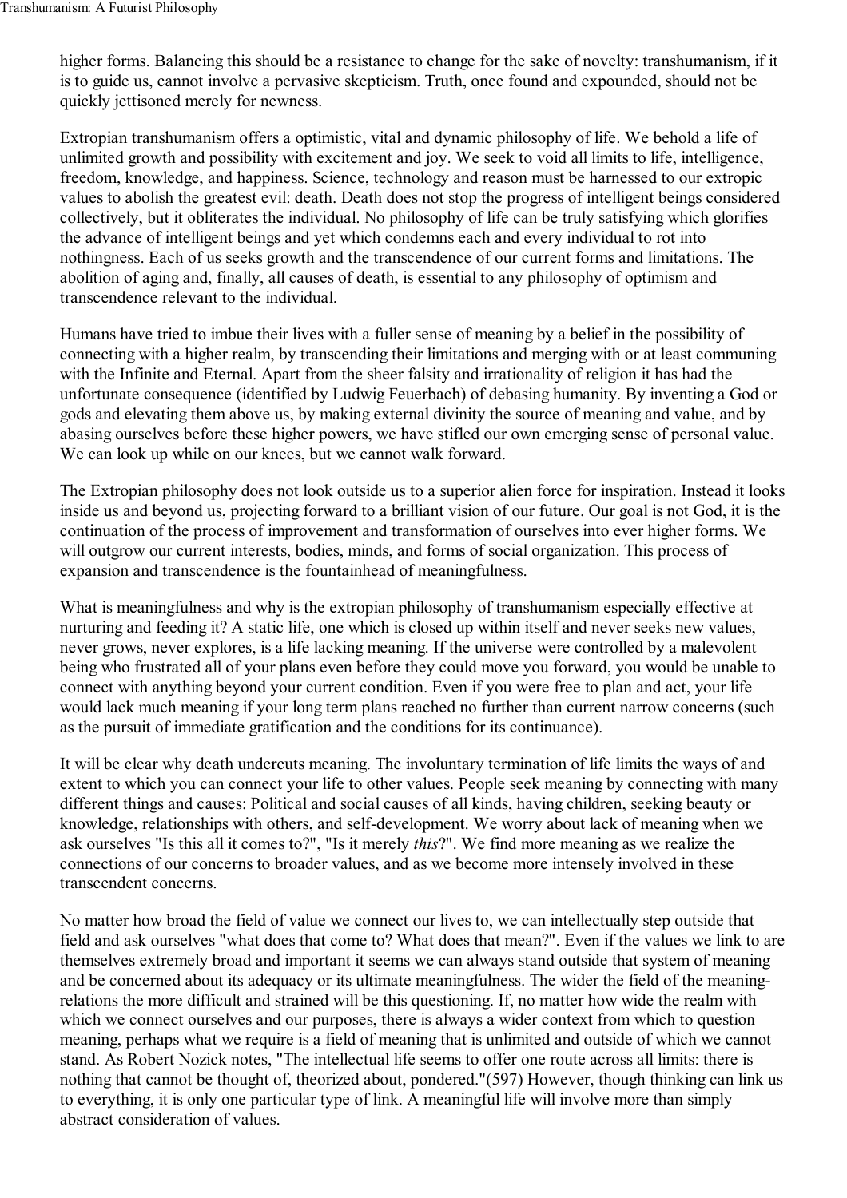higher forms. Balancing this should be a resistance to change for the sake of novelty: transhumanism, if it is to guide us, cannot involve a pervasive skepticism. Truth, once found and expounded, should not be quickly jettisoned merely for newness.

Extropian transhumanism offers a optimistic, vital and dynamic philosophy of life. We behold a life of unlimited growth and possibility with excitement and joy. We seek to void all limits to life, intelligence, freedom, knowledge, and happiness. Science, technology and reason must be harnessed to our extropic values to abolish the greatest evil: death. Death does not stop the progress of intelligent beings considered collectively, but it obliterates the individual. No philosophy of life can be truly satisfying which glorifies the advance of intelligent beings and yet which condemns each and every individual to rot into nothingness. Each of us seeks growth and the transcendence of our current forms and limitations. The abolition of aging and, finally, all causes of death, is essential to any philosophy of optimism and transcendence relevant to the individual.

Humans have tried to imbue their lives with a fuller sense of meaning by a belief in the possibility of connecting with a higher realm, by transcending their limitations and merging with or at least communing with the Infinite and Eternal. Apart from the sheer falsity and irrationality of religion it has had the unfortunate consequence (identified by Ludwig Feuerbach) of debasing humanity. By inventing a God or gods and elevating them above us, by making external divinity the source of meaning and value, and by abasing ourselves before these higher powers, we have stifled our own emerging sense of personal value. We can look up while on our knees, but we cannot walk forward.

The Extropian philosophy does not look outside us to a superior alien force for inspiration. Instead it looks inside us and beyond us, projecting forward to a brilliant vision of our future. Our goal is not God, it is the continuation of the process of improvement and transformation of ourselves into ever higher forms. We will outgrow our current interests, bodies, minds, and forms of social organization. This process of expansion and transcendence is the fountainhead of meaningfulness.

What is meaningfulness and why is the extropian philosophy of transhumanism especially effective at nurturing and feeding it? A static life, one which is closed up within itself and never seeks new values, never grows, never explores, is a life lacking meaning. If the universe were controlled by a malevolent being who frustrated all of your plans even before they could move you forward, you would be unable to connect with anything beyond your current condition. Even if you were free to plan and act, your life would lack much meaning if your long term plans reached no further than current narrow concerns (such as the pursuit of immediate gratification and the conditions for its continuance).

It will be clear why death undercuts meaning. The involuntary termination of life limits the ways of and extent to which you can connect your life to other values. People seek meaning by connecting with many different things and causes: Political and social causes of all kinds, having children, seeking beauty or knowledge, relationships with others, and self-development. We worry about lack of meaning when we ask ourselves "Is this all it comes to?", "Is it merely *this*?". We find more meaning as we realize the connections of our concerns to broader values, and as we become more intensely involved in these transcendent concerns.

No matter how broad the field of value we connect our lives to, we can intellectually step outside that field and ask ourselves "what does that come to? What does that mean?". Even if the values we link to are themselves extremely broad and important it seems we can always stand outside that system of meaning and be concerned about its adequacy or its ultimate meaningfulness. The wider the field of the meaning-relations the more difficult and strained will be this questioning. If, no matter how wide the realm with which we connect ourselves and our purposes, there is always a wider context from which to question meaning, perhaps what we require is a field of meaning that is unlimited and outside of which we cannot stand. As Robert Nozick notes, "The intellectual life seems to offer one route across all limits: there is nothing that cannot be thought of, theorized about, pondered."(597) However, though thinking can link us to everything, it is only one particular type of link. A meaningful life will involve more than simply abstract consideration of values.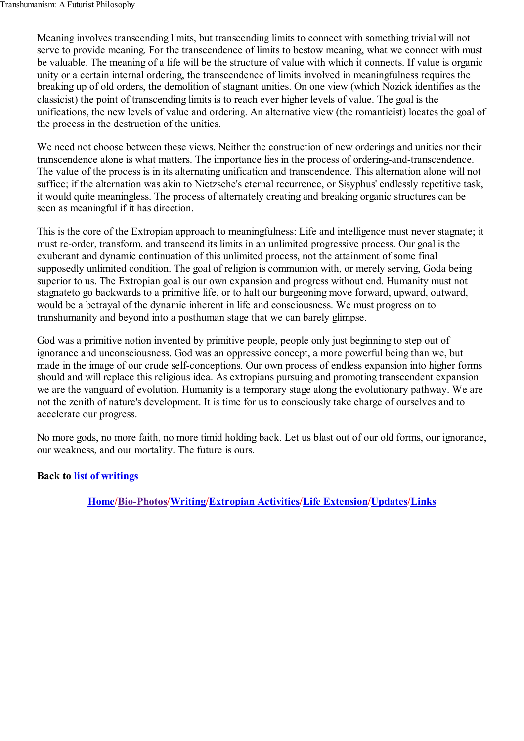Meaning involves transcending limits, but transcending limits to connect with something trivial will not serve to provide meaning. For the transcendence of limits to bestow meaning, what we connect with must be valuable. The meaning of a life will be the structure of value with which it connects. If value is organic unity or a certain internal ordering, the transcendence of limits involved in meaningfulness requires the breaking up of old orders, the demolition of stagnant unities. On one view (which Nozick identifies as the classicist) the point of transcending limits is to reach ever higher levels of value. The goal is the unifications, the new levels of value and ordering. An alternative view (the romanticist) locates the goal of the process in the destruction of the unities.

We need not choose between these views. Neither the construction of new orderings and unities nor their transcendence alone is what matters. The importance lies in the process of ordering-and-transcendence. The value of the process is in its alternating unification and transcendence. This alternation alone will not suffice; if the alternation was akin to Nietzsche's eternal recurrence, or Sisyphus' endlessly repetitive task, it would quite meaningless. The process of alternately creating and breaking organic structures can be seen as meaningful if it has direction.

This is the core of the Extropian approach to meaningfulness: Life and intelligence must never stagnate; it must re-order, transform, and transcend its limits in an unlimited progressive process. Our goal is the exuberant and dynamic continuation of this unlimited process, not the attainment of some final supposedly unlimited condition. The goal of religion is communion with, or merely serving, Goda being superior to us. The Extropian goal is our own expansion and progress without end. Humanity must not stagnateto go backwards to a primitive life, or to halt our burgeoning move forward, upward, outward, would be a betrayal of the dynamic inherent in life and consciousness. We must progress on to transhumanity and beyond into a posthuman stage that we can barely glimpse.

God was a primitive notion invented by primitive people, people only just beginning to step out of ignorance and unconsciousness. God was an oppressive concept, a more powerful being than we, but made in the image of our crude self-conceptions. Our own process of endless expansion into higher forms should and will replace this religious idea. As extropians pursuing and promoting transcendent expansion we are the vanguard of evolution. Humanity is a temporary stage along the evolutionary pathway. We are not the zenith of nature's development. It is time for us to consciously take charge of ourselves and to accelerate our progress.

No more gods, no more faith, no more timid holding back. Let us blast out of our old forms, our ignorance, our weakness, and our mortality. The future is ours.

**Back to list of writings**

**Home/Bio-Photos/Writing/Extropian Activities/Life Extension/Updates/Links**